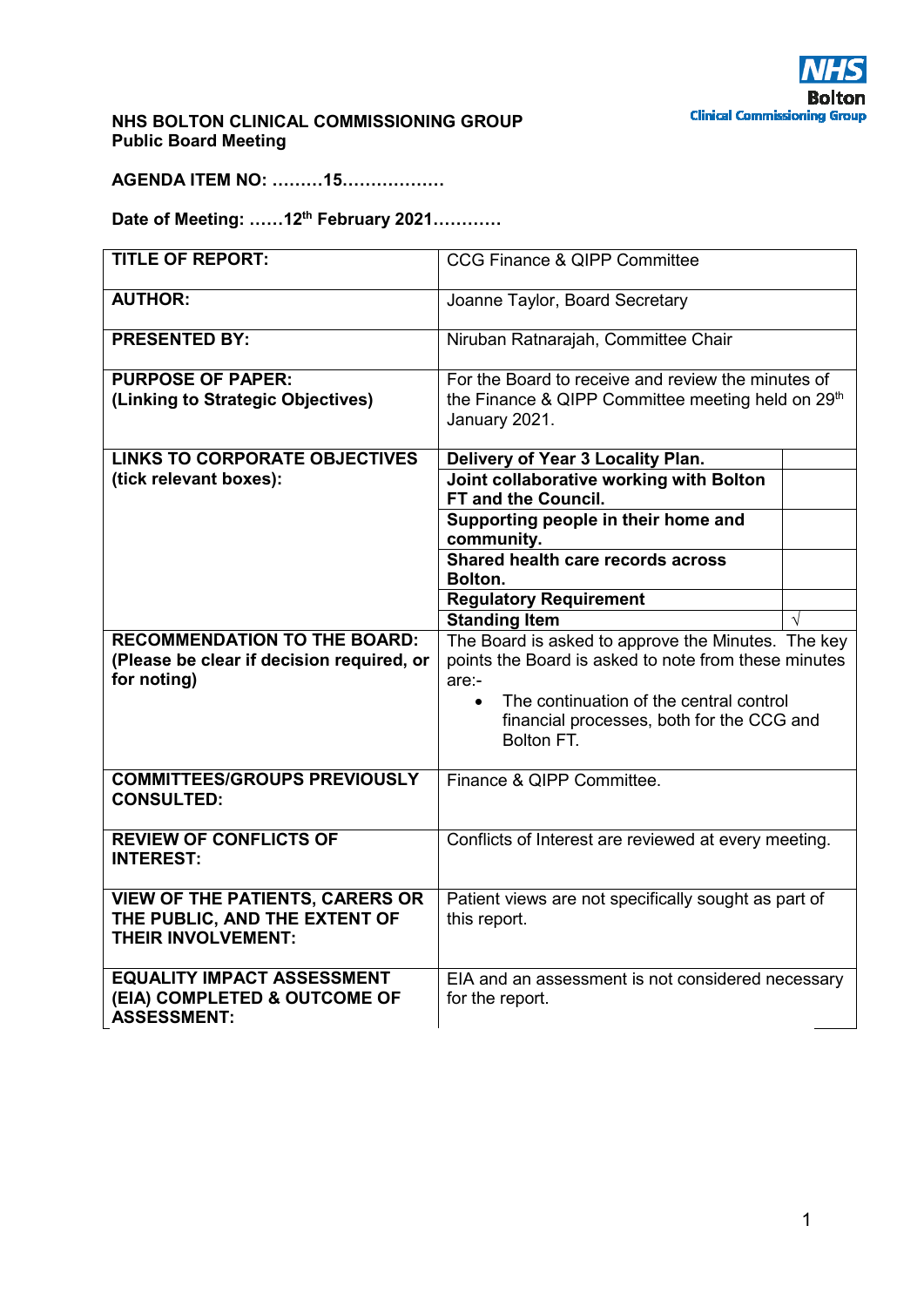**NHS BOLTON CLINICAL COMMISSIONING GROUP**
**Public Board Meeting**

**AGENDA ITEM NO: ………15………………**

**Date of Meeting: ……12th February 2021…………**

| | | |
|---|---|---|
| **TITLE OF REPORT:** | CCG Finance & QIPP Committee | |
| **AUTHOR:** | Joanne Taylor, Board Secretary | |
| **PRESENTED BY:** | Niruban Ratnarajah, Committee Chair | |
| **PURPOSE OF PAPER: (Linking to Strategic Objectives)** | For the Board to receive and review the minutes of the Finance & QIPP Committee meeting held on 29th January 2021. | |
| **LINKS TO CORPORATE OBJECTIVES (tick relevant boxes):** | **Delivery of Year 3 Locality Plan.** | |
| | **Joint collaborative working with Bolton FT and the Council.** | |
| | **Supporting people in their home and community.** | |
| | **Shared health care records across Bolton.** | |
| | **Regulatory Requirement** | |
| | **Standing Item** | √ |
| **RECOMMENDATION TO THE BOARD: (Please be clear if decision required, or for noting)** | The Board is asked to approve the Minutes. The key points the Board is asked to note from these minutes are:-<br>• The continuation of the central control financial processes, both for the CCG and Bolton FT. | |
| **COMMITTEES/GROUPS PREVIOUSLY CONSULTED:** | Finance & QIPP Committee. | |
| **REVIEW OF CONFLICTS OF INTEREST:** | Conflicts of Interest are reviewed at every meeting. | |
| **VIEW OF THE PATIENTS, CARERS OR THE PUBLIC, AND THE EXTENT OF THEIR INVOLVEMENT:** | Patient views are not specifically sought as part of this report. | |
| **EQUALITY IMPACT ASSESSMENT (EIA) COMPLETED & OUTCOME OF ASSESSMENT:** | EIA and an assessment is not considered necessary for the report. | |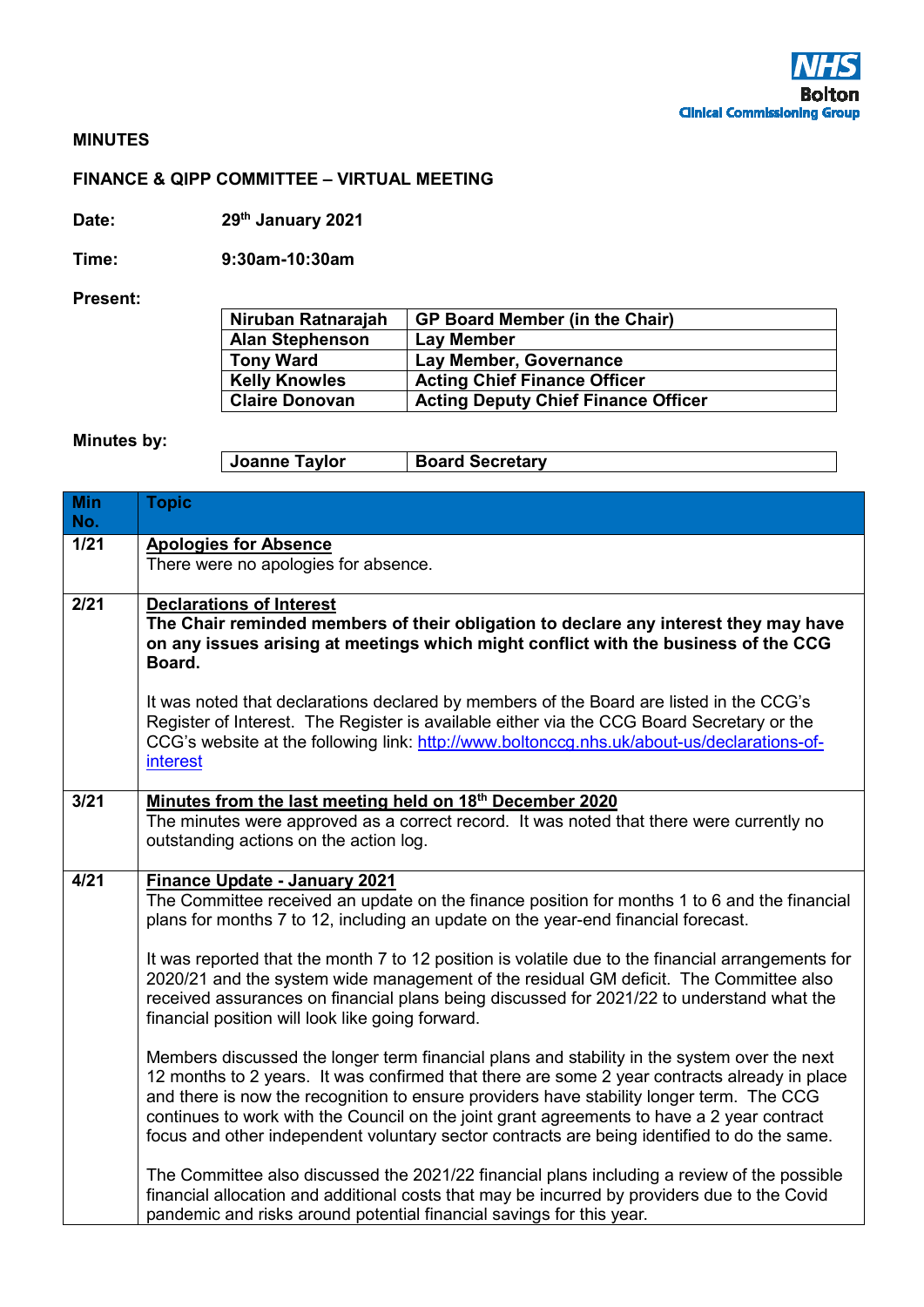**MINUTES**

**FINANCE & QIPP COMMITTEE – VIRTUAL MEETING**

**Date:** **29th January 2021**

**Time:** **9:30am-10:30am**

**Present:**

| | |
|---|---|
| **Niruban Ratnarajah** | **GP Board Member (in the Chair)** |
| **Alan Stephenson** | **Lay Member** |
| **Tony Ward** | **Lay Member, Governance** |
| **Kelly Knowles** | **Acting Chief Finance Officer** |
| **Claire Donovan** | **Acting Deputy Chief Finance Officer** |

**Minutes by:**

| | |
|---|---|
| **Joanne Taylor** | **Board Secretary** |

| Min No. | Topic |
|---|---|
| **1/21** | **Apologies for Absence**<br>There were no apologies for absence. |
| **2/21** | **Declarations of Interest**<br>**The Chair reminded members of their obligation to declare any interest they may have on any issues arising at meetings which might conflict with the business of the CCG Board.**<br><br>It was noted that declarations declared by members of the Board are listed in the CCG's Register of Interest. The Register is available either via the CCG Board Secretary or the CCG's website at the following link: http://www.boltonccg.nhs.uk/about-us/declarations-of-interest |
| **3/21** | **Minutes from the last meeting held on 18th December 2020**<br>The minutes were approved as a correct record. It was noted that there were currently no outstanding actions on the action log. |
| **4/21** | **Finance Update - January 2021**<br>The Committee received an update on the finance position for months 1 to 6 and the financial plans for months 7 to 12, including an update on the year-end financial forecast.<br><br>It was reported that the month 7 to 12 position is volatile due to the financial arrangements for 2020/21 and the system wide management of the residual GM deficit. The Committee also received assurances on financial plans being discussed for 2021/22 to understand what the financial position will look like going forward.<br><br>Members discussed the longer term financial plans and stability in the system over the next 12 months to 2 years. It was confirmed that there are some 2 year contracts already in place and there is now the recognition to ensure providers have stability longer term. The CCG continues to work with the Council on the joint grant agreements to have a 2 year contract focus and other independent voluntary sector contracts are being identified to do the same.<br><br>The Committee also discussed the 2021/22 financial plans including a review of the possible financial allocation and additional costs that may be incurred by providers due to the Covid pandemic and risks around potential financial savings for this year. |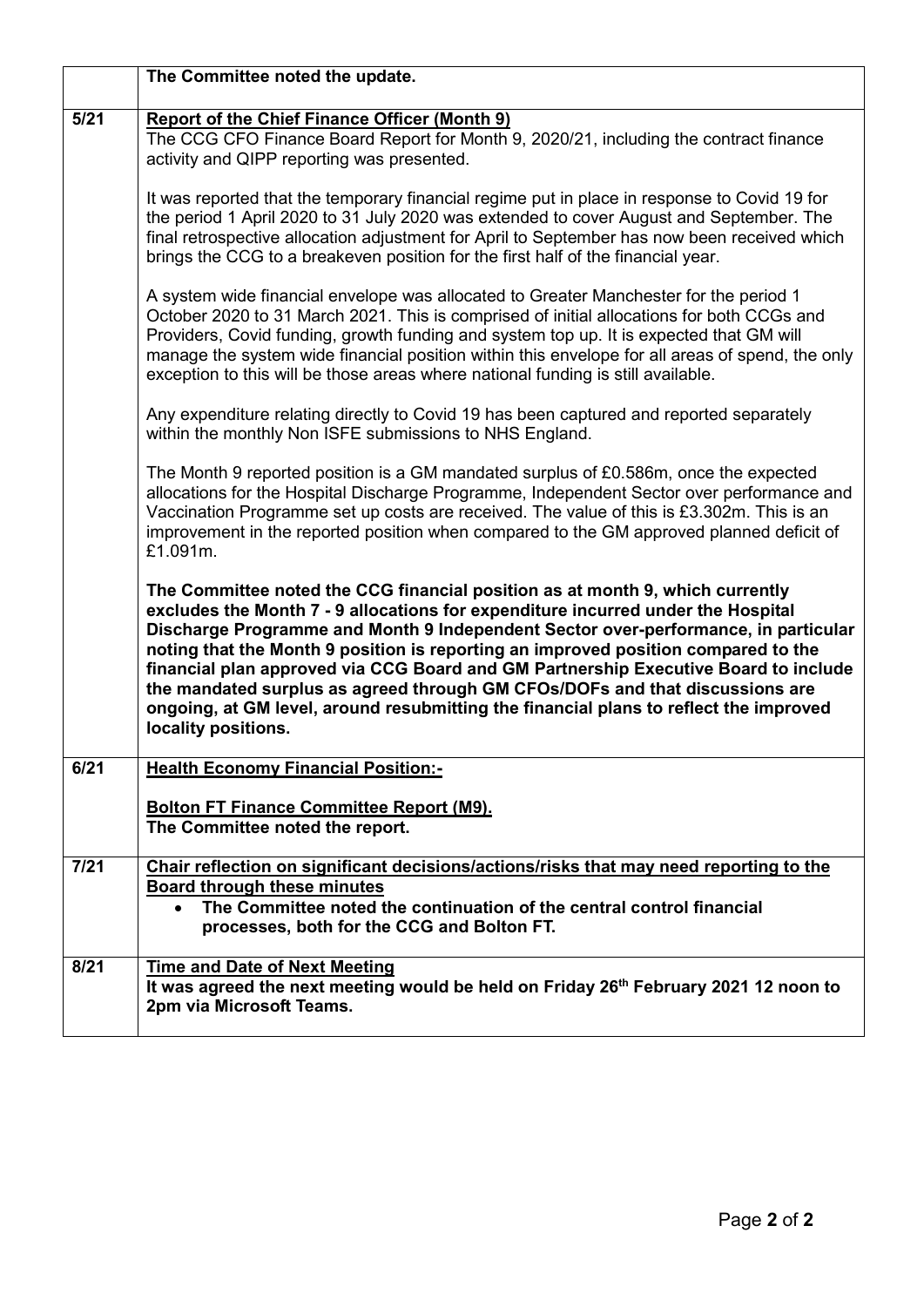| | |
|---|---|
| | **The Committee noted the update.** |
| 5/21 | **<u>Report of the Chief Finance Officer (Month 9)</u>**<br>The CCG CFO Finance Board Report for Month 9, 2020/21, including the contract finance activity and QIPP reporting was presented.<br><br>It was reported that the temporary financial regime put in place in response to Covid 19 for the period 1 April 2020 to 31 July 2020 was extended to cover August and September. The final retrospective allocation adjustment for April to September has now been received which brings the CCG to a breakeven position for the first half of the financial year.<br><br>A system wide financial envelope was allocated to Greater Manchester for the period 1 October 2020 to 31 March 2021. This is comprised of initial allocations for both CCGs and Providers, Covid funding, growth funding and system top up. It is expected that GM will manage the system wide financial position within this envelope for all areas of spend, the only exception to this will be those areas where national funding is still available.<br><br>Any expenditure relating directly to Covid 19 has been captured and reported separately within the monthly Non ISFE submissions to NHS England.<br><br>The Month 9 reported position is a GM mandated surplus of £0.586m, once the expected allocations for the Hospital Discharge Programme, Independent Sector over performance and Vaccination Programme set up costs are received. The value of this is £3.302m. This is an improvement in the reported position when compared to the GM approved planned deficit of £1.091m.<br><br>**The Committee noted the CCG financial position as at month 9, which currently excludes the Month 7 - 9 allocations for expenditure incurred under the Hospital Discharge Programme and Month 9 Independent Sector over-performance, in particular noting that the Month 9 position is reporting an improved position compared to the financial plan approved via CCG Board and GM Partnership Executive Board to include the mandated surplus as agreed through GM CFOs/DOFs and that discussions are ongoing, at GM level, around resubmitting the financial plans to reflect the improved locality positions.** |
| 6/21 | **<u>Health Economy Financial Position:-</u>**<br><br>**<u>Bolton FT Finance Committee Report (M9).</u>**<br>**The Committee noted the report.** |
| 7/21 | **<u>Chair reflection on significant decisions/actions/risks that may need reporting to the Board through these minutes</u>**<br>• **The Committee noted the continuation of the central control financial processes, both for the CCG and Bolton FT.** |
| 8/21 | **<u>Time and Date of Next Meeting</u>**<br>**It was agreed the next meeting would be held on Friday 26th February 2021 12 noon to 2pm via Microsoft Teams.** |